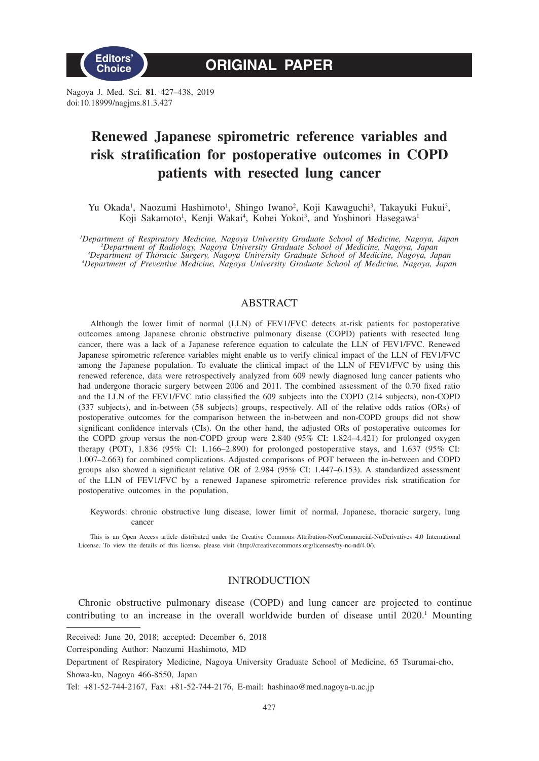Editors' Choice

ORIGINAL PAPER

Nagoya J. Med. Sci. **81**. 427–438, 2019
doi:10.18999/nagjms.81.3.427

# Renewed Japanese spirometric reference variables and risk stratification for postoperative outcomes in COPD patients with resected lung cancer

Yu Okada[1], Naozumi Hashimoto[1], Shingo Iwano[2], Koji Kawaguchi[3], Takayuki Fukui[3], Koji Sakamoto[1], Kenji Wakai[4], Kohei Yokoi[3], and Yoshinori Hasegawa[1]

*[1]Department of Respiratory Medicine, Nagoya University Graduate School of Medicine, Nagoya, Japan*
*[2]Department of Radiology, Nagoya University Graduate School of Medicine, Nagoya, Japan*
*[3]Department of Thoracic Surgery, Nagoya University Graduate School of Medicine, Nagoya, Japan*
*[4]Department of Preventive Medicine, Nagoya University Graduate School of Medicine, Nagoya, Japan*

## ABSTRACT

Although the lower limit of normal (LLN) of FEV1/FVC detects at-risk patients for postoperative outcomes among Japanese chronic obstructive pulmonary disease (COPD) patients with resected lung cancer, there was a lack of a Japanese reference equation to calculate the LLN of FEV1/FVC. Renewed Japanese spirometric reference variables might enable us to verify clinical impact of the LLN of FEV1/FVC among the Japanese population. To evaluate the clinical impact of the LLN of FEV1/FVC by using this renewed reference, data were retrospectively analyzed from 609 newly diagnosed lung cancer patients who had undergone thoracic surgery between 2006 and 2011. The combined assessment of the 0.70 fixed ratio and the LLN of the FEV1/FVC ratio classified the 609 subjects into the COPD (214 subjects), non-COPD (337 subjects), and in-between (58 subjects) groups, respectively. All of the relative odds ratios (ORs) of postoperative outcomes for the comparison between the in-between and non-COPD groups did not show significant confidence intervals (CIs). On the other hand, the adjusted ORs of postoperative outcomes for the COPD group versus the non-COPD group were 2.840 (95% CI: 1.824–4.421) for prolonged oxygen therapy (POT), 1.836 (95% CI: 1.166–2.890) for prolonged postoperative stays, and 1.637 (95% CI: 1.007–2.663) for combined complications. Adjusted comparisons of POT between the in-between and COPD groups also showed a significant relative OR of 2.984 (95% CI: 1.447–6.153). A standardized assessment of the LLN of FEV1/FVC by a renewed Japanese spirometric reference provides risk stratification for postoperative outcomes in the population.

Keywords: chronic obstructive lung disease, lower limit of normal, Japanese, thoracic surgery, lung cancer

This is an Open Access article distributed under the Creative Commons Attribution-NonCommercial-NoDerivatives 4.0 International License. To view the details of this license, please visit (http://creativecommons.org/licenses/by-nc-nd/4.0/).

## INTRODUCTION

Chronic obstructive pulmonary disease (COPD) and lung cancer are projected to continue contributing to an increase in the overall worldwide burden of disease until 2020.[1] Mounting

Received: June 20, 2018; accepted: December 6, 2018

Corresponding Author: Naozumi Hashimoto, MD

Department of Respiratory Medicine, Nagoya University Graduate School of Medicine, 65 Tsurumai-cho, Showa-ku, Nagoya 466-8550, Japan

Tel: +81-52-744-2167, Fax: +81-52-744-2176, E-mail: hashinao@med.nagoya-u.ac.jp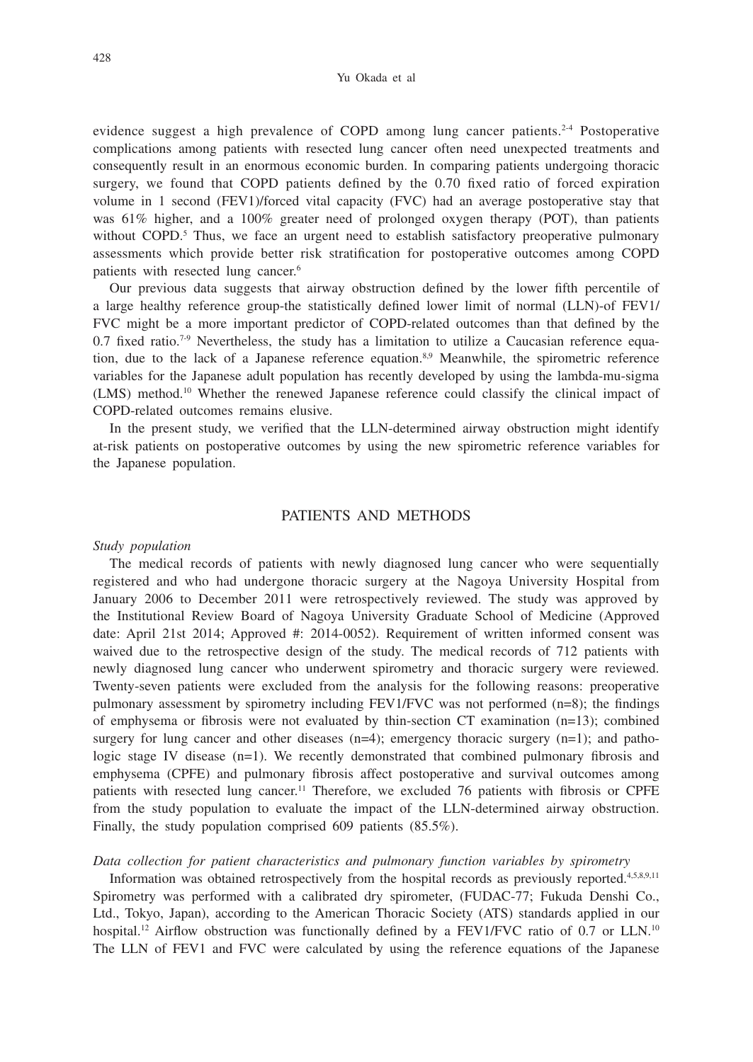evidence suggest a high prevalence of COPD among lung cancer patients.[2-4] Postoperative complications among patients with resected lung cancer often need unexpected treatments and consequently result in an enormous economic burden. In comparing patients undergoing thoracic surgery, we found that COPD patients defined by the 0.70 fixed ratio of forced expiration volume in 1 second (FEV1)/forced vital capacity (FVC) had an average postoperative stay that was 61% higher, and a 100% greater need of prolonged oxygen therapy (POT), than patients without COPD.[5] Thus, we face an urgent need to establish satisfactory preoperative pulmonary assessments which provide better risk stratification for postoperative outcomes among COPD patients with resected lung cancer.[6]

Our previous data suggests that airway obstruction defined by the lower fifth percentile of a large healthy reference group-the statistically defined lower limit of normal (LLN)-of FEV1/FVC might be a more important predictor of COPD-related outcomes than that defined by the 0.7 fixed ratio.[7-9] Nevertheless, the study has a limitation to utilize a Caucasian reference equation, due to the lack of a Japanese reference equation.[8,9] Meanwhile, the spirometric reference variables for the Japanese adult population has recently developed by using the lambda-mu-sigma (LMS) method.[10] Whether the renewed Japanese reference could classify the clinical impact of COPD-related outcomes remains elusive.

In the present study, we verified that the LLN-determined airway obstruction might identify at-risk patients on postoperative outcomes by using the new spirometric reference variables for the Japanese population.

## PATIENTS AND METHODS

*Study population*

The medical records of patients with newly diagnosed lung cancer who were sequentially registered and who had undergone thoracic surgery at the Nagoya University Hospital from January 2006 to December 2011 were retrospectively reviewed. The study was approved by the Institutional Review Board of Nagoya University Graduate School of Medicine (Approved date: April 21st 2014; Approved #: 2014-0052). Requirement of written informed consent was waived due to the retrospective design of the study. The medical records of 712 patients with newly diagnosed lung cancer who underwent spirometry and thoracic surgery were reviewed. Twenty-seven patients were excluded from the analysis for the following reasons: preoperative pulmonary assessment by spirometry including FEV1/FVC was not performed (n=8); the findings of emphysema or fibrosis were not evaluated by thin-section CT examination (n=13); combined surgery for lung cancer and other diseases (n=4); emergency thoracic surgery (n=1); and pathologic stage IV disease (n=1). We recently demonstrated that combined pulmonary fibrosis and emphysema (CPFE) and pulmonary fibrosis affect postoperative and survival outcomes among patients with resected lung cancer.[11] Therefore, we excluded 76 patients with fibrosis or CPFE from the study population to evaluate the impact of the LLN-determined airway obstruction. Finally, the study population comprised 609 patients (85.5%).

*Data collection for patient characteristics and pulmonary function variables by spirometry*

Information was obtained retrospectively from the hospital records as previously reported.[4,5,8,9,11] Spirometry was performed with a calibrated dry spirometer, (FUDAC-77; Fukuda Denshi Co., Ltd., Tokyo, Japan), according to the American Thoracic Society (ATS) standards applied in our hospital.[12] Airflow obstruction was functionally defined by a FEV1/FVC ratio of 0.7 or LLN.[10] The LLN of FEV1 and FVC were calculated by using the reference equations of the Japanese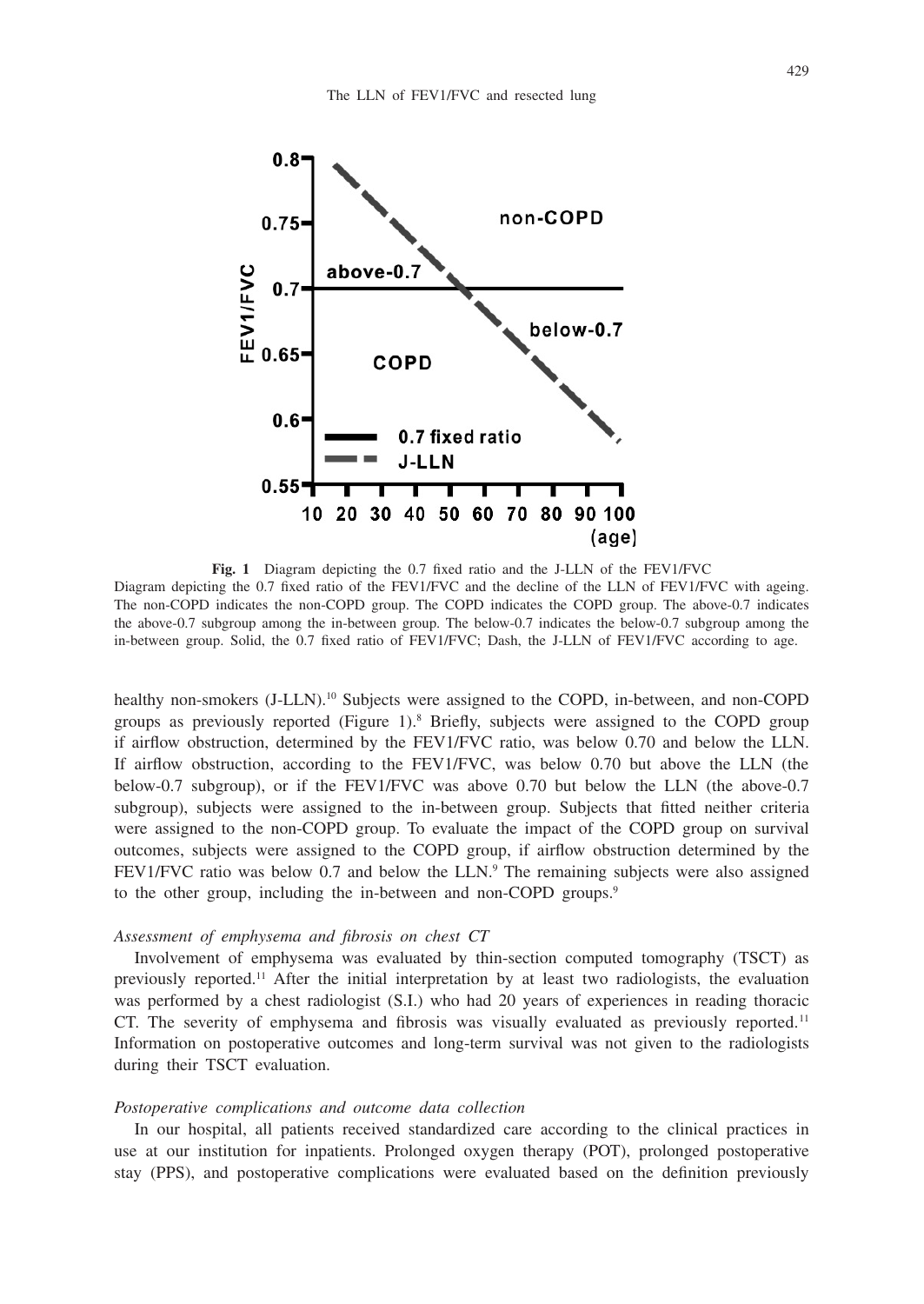**Fig. 1** Diagram depicting the 0.7 fixed ratio and the J-LLN of the FEV1/FVC

Diagram depicting the 0.7 fixed ratio of the FEV1/FVC and the decline of the LLN of FEV1/FVC with ageing. The non-COPD indicates the non-COPD group. The COPD indicates the COPD group. The above-0.7 indicates the above-0.7 subgroup among the in-between group. The below-0.7 indicates the below-0.7 subgroup among the in-between group. Solid, the 0.7 fixed ratio of FEV1/FVC; Dash, the J-LLN of FEV1/FVC according to age.

healthy non-smokers (J-LLN).[10] Subjects were assigned to the COPD, in-between, and non-COPD groups as previously reported (Figure 1).[8] Briefly, subjects were assigned to the COPD group if airflow obstruction, determined by the FEV1/FVC ratio, was below 0.70 and below the LLN. If airflow obstruction, according to the FEV1/FVC, was below 0.70 but above the LLN (the below-0.7 subgroup), or if the FEV1/FVC was above 0.70 but below the LLN (the above-0.7 subgroup), subjects were assigned to the in-between group. Subjects that fitted neither criteria were assigned to the non-COPD group. To evaluate the impact of the COPD group on survival outcomes, subjects were assigned to the COPD group, if airflow obstruction determined by the FEV1/FVC ratio was below 0.7 and below the LLN.[9] The remaining subjects were also assigned to the other group, including the in-between and non-COPD groups.[9]

*Assessment of emphysema and fibrosis on chest CT*

Involvement of emphysema was evaluated by thin-section computed tomography (TSCT) as previously reported.[11] After the initial interpretation by at least two radiologists, the evaluation was performed by a chest radiologist (S.I.) who had 20 years of experiences in reading thoracic CT. The severity of emphysema and fibrosis was visually evaluated as previously reported.[11] Information on postoperative outcomes and long-term survival was not given to the radiologists during their TSCT evaluation.

*Postoperative complications and outcome data collection*

In our hospital, all patients received standardized care according to the clinical practices in use at our institution for inpatients. Prolonged oxygen therapy (POT), prolonged postoperative stay (PPS), and postoperative complications were evaluated based on the definition previously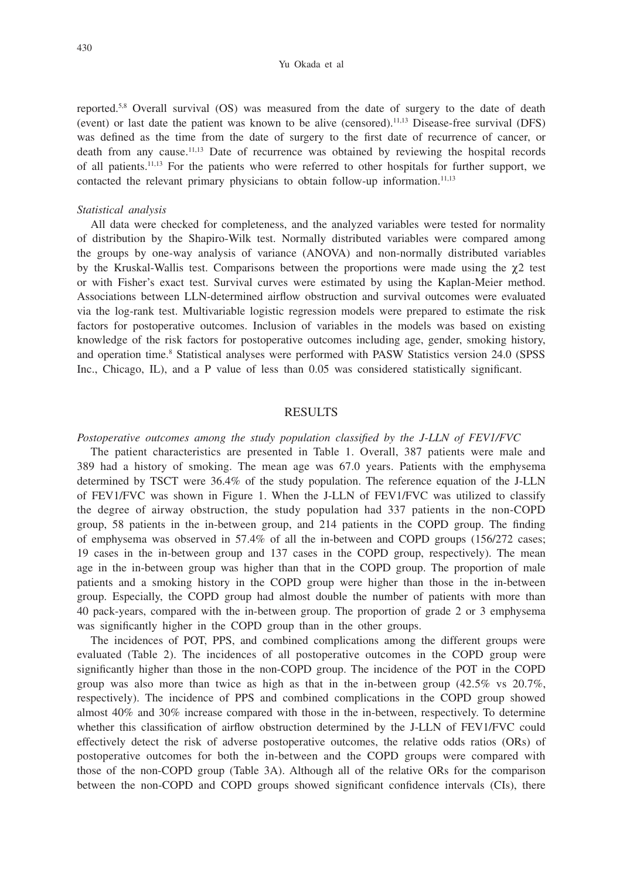reported.[5,8] Overall survival (OS) was measured from the date of surgery to the date of death (event) or last date the patient was known to be alive (censored).[11,13] Disease-free survival (DFS) was defined as the time from the date of surgery to the first date of recurrence of cancer, or death from any cause.[11,13] Date of recurrence was obtained by reviewing the hospital records of all patients.[11,13] For the patients who were referred to other hospitals for further support, we contacted the relevant primary physicians to obtain follow-up information.[11,13]

*Statistical analysis*

All data were checked for completeness, and the analyzed variables were tested for normality of distribution by the Shapiro-Wilk test. Normally distributed variables were compared among the groups by one-way analysis of variance (ANOVA) and non-normally distributed variables by the Kruskal-Wallis test. Comparisons between the proportions were made using the $\chi2$ test or with Fisher's exact test. Survival curves were estimated by using the Kaplan-Meier method. Associations between LLN-determined airflow obstruction and survival outcomes were evaluated via the log-rank test. Multivariable logistic regression models were prepared to estimate the risk factors for postoperative outcomes. Inclusion of variables in the models was based on existing knowledge of the risk factors for postoperative outcomes including age, gender, smoking history, and operation time.[8] Statistical analyses were performed with PASW Statistics version 24.0 (SPSS Inc., Chicago, IL), and a P value of less than 0.05 was considered statistically significant.

## RESULTS

*Postoperative outcomes among the study population classified by the J-LLN of FEV1/FVC*

The patient characteristics are presented in Table 1. Overall, 387 patients were male and 389 had a history of smoking. The mean age was 67.0 years. Patients with the emphysema determined by TSCT were 36.4% of the study population. The reference equation of the J-LLN of FEV1/FVC was shown in Figure 1. When the J-LLN of FEV1/FVC was utilized to classify the degree of airway obstruction, the study population had 337 patients in the non-COPD group, 58 patients in the in-between group, and 214 patients in the COPD group. The finding of emphysema was observed in 57.4% of all the in-between and COPD groups (156/272 cases; 19 cases in the in-between group and 137 cases in the COPD group, respectively). The mean age in the in-between group was higher than that in the COPD group. The proportion of male patients and a smoking history in the COPD group were higher than those in the in-between group. Especially, the COPD group had almost double the number of patients with more than 40 pack-years, compared with the in-between group. The proportion of grade 2 or 3 emphysema was significantly higher in the COPD group than in the other groups.

The incidences of POT, PPS, and combined complications among the different groups were evaluated (Table 2). The incidences of all postoperative outcomes in the COPD group were significantly higher than those in the non-COPD group. The incidence of the POT in the COPD group was also more than twice as high as that in the in-between group (42.5% vs 20.7%, respectively). The incidence of PPS and combined complications in the COPD group showed almost 40% and 30% increase compared with those in the in-between, respectively. To determine whether this classification of airflow obstruction determined by the J-LLN of FEV1/FVC could effectively detect the risk of adverse postoperative outcomes, the relative odds ratios (ORs) of postoperative outcomes for both the in-between and the COPD groups were compared with those of the non-COPD group (Table 3A). Although all of the relative ORs for the comparison between the non-COPD and COPD groups showed significant confidence intervals (CIs), there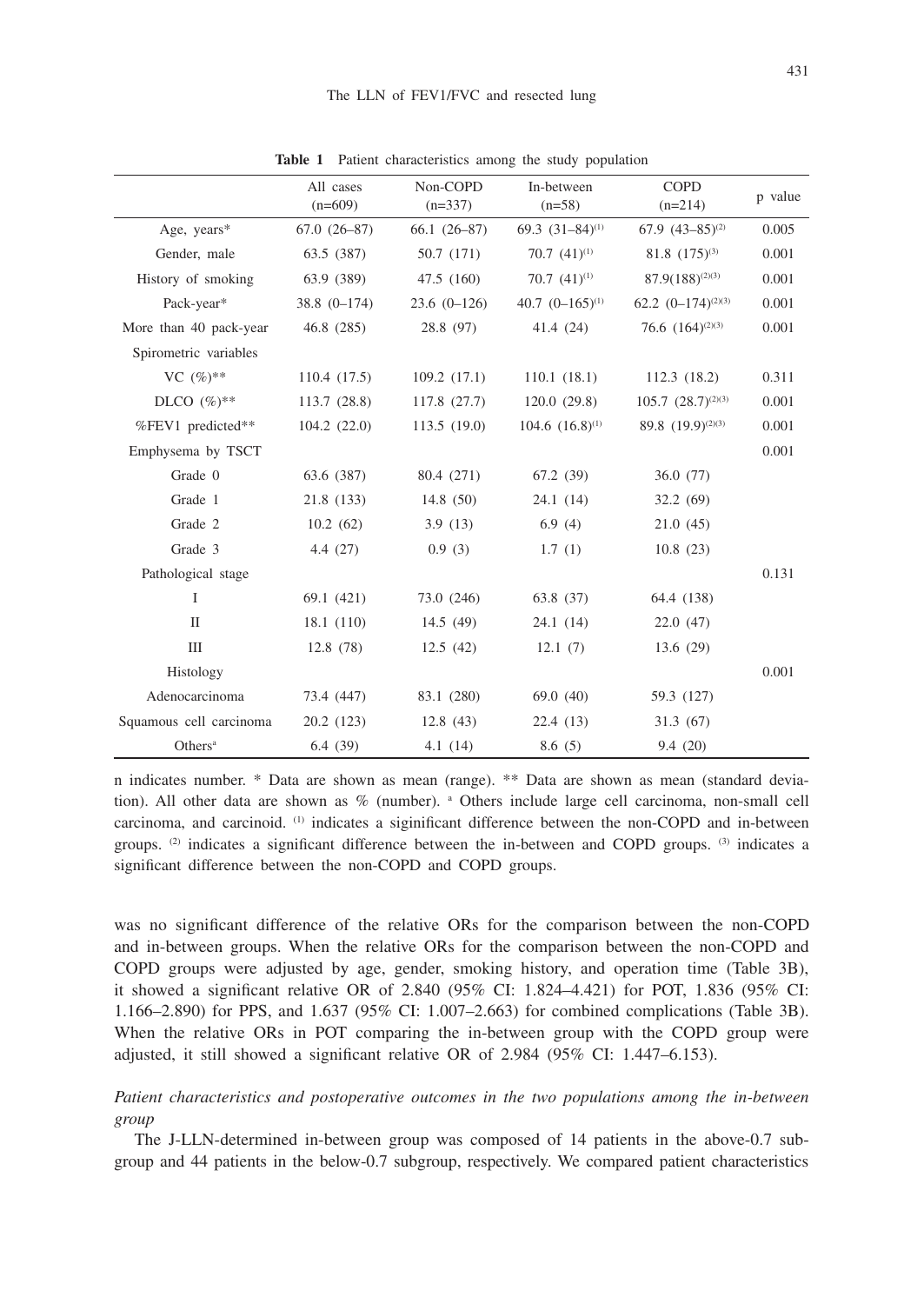**Table 1** Patient characteristics among the study population

| | All cases (n=609) | Non-COPD (n=337) | In-between (n=58) | COPD (n=214) | p value |
|---|---|---|---|---|---|
| Age, years* | 67.0 (26–87) | 66.1 (26–87) | 69.3 (31–84)[(1)] | 67.9 (43–85)[(2)] | 0.005 |
| Gender, male | 63.5 (387) | 50.7 (171) | 70.7 (41)[(1)] | 81.8 (175)[(3)] | 0.001 |
| History of smoking | 63.9 (389) | 47.5 (160) | 70.7 (41)[(1)] | 87.9(188)[(2)(3)] | 0.001 |
| Pack-year* | 38.8 (0–174) | 23.6 (0–126) | 40.7 (0–165)[(1)] | 62.2 (0–174)[(2)(3)] | 0.001 |
| More than 40 pack-year | 46.8 (285) | 28.8 (97) | 41.4 (24) | 76.6 (164)[(2)(3)] | 0.001 |
| Spirometric variables | | | | | |
| VC (%)** | 110.4 (17.5) | 109.2 (17.1) | 110.1 (18.1) | 112.3 (18.2) | 0.311 |
| DLCO (%)** | 113.7 (28.8) | 117.8 (27.7) | 120.0 (29.8) | 105.7 (28.7)[(2)(3)] | 0.001 |
| %FEV1 predicted** | 104.2 (22.0) | 113.5 (19.0) | 104.6 (16.8)[(1)] | 89.8 (19.9)[(2)(3)] | 0.001 |
| Emphysema by TSCT | | | | | 0.001 |
| Grade 0 | 63.6 (387) | 80.4 (271) | 67.2 (39) | 36.0 (77) | |
| Grade 1 | 21.8 (133) | 14.8 (50) | 24.1 (14) | 32.2 (69) | |
| Grade 2 | 10.2 (62) | 3.9 (13) | 6.9 (4) | 21.0 (45) | |
| Grade 3 | 4.4 (27) | 0.9 (3) | 1.7 (1) | 10.8 (23) | |
| Pathological stage | | | | | 0.131 |
| I | 69.1 (421) | 73.0 (246) | 63.8 (37) | 64.4 (138) | |
| II | 18.1 (110) | 14.5 (49) | 24.1 (14) | 22.0 (47) | |
| III | 12.8 (78) | 12.5 (42) | 12.1 (7) | 13.6 (29) | |
| Histology | | | | | 0.001 |
| Adenocarcinoma | 73.4 (447) | 83.1 (280) | 69.0 (40) | 59.3 (127) | |
| Squamous cell carcinoma | 20.2 (123) | 12.8 (43) | 22.4 (13) | 31.3 (67) | |
| Others[a] | 6.4 (39) | 4.1 (14) | 8.6 (5) | 9.4 (20) | |

n indicates number. * Data are shown as mean (range). ** Data are shown as mean (standard deviation). All other data are shown as % (number). [a] Others include large cell carcinoma, non-small cell carcinoma, and carcinoid. [(1)] indicates a siginificant difference between the non-COPD and in-between groups. [(2)] indicates a significant difference between the in-between and COPD groups. [(3)] indicates a significant difference between the non-COPD and COPD groups.

was no significant difference of the relative ORs for the comparison between the non-COPD and in-between groups. When the relative ORs for the comparison between the non-COPD and COPD groups were adjusted by age, gender, smoking history, and operation time (Table 3B), it showed a significant relative OR of 2.840 (95% CI: 1.824–4.421) for POT, 1.836 (95% CI: 1.166–2.890) for PPS, and 1.637 (95% CI: 1.007–2.663) for combined complications (Table 3B). When the relative ORs in POT comparing the in-between group with the COPD group were adjusted, it still showed a significant relative OR of 2.984 (95% CI: 1.447–6.153).

*Patient characteristics and postoperative outcomes in the two populations among the in-between group*

The J-LLN-determined in-between group was composed of 14 patients in the above-0.7 subgroup and 44 patients in the below-0.7 subgroup, respectively. We compared patient characteristics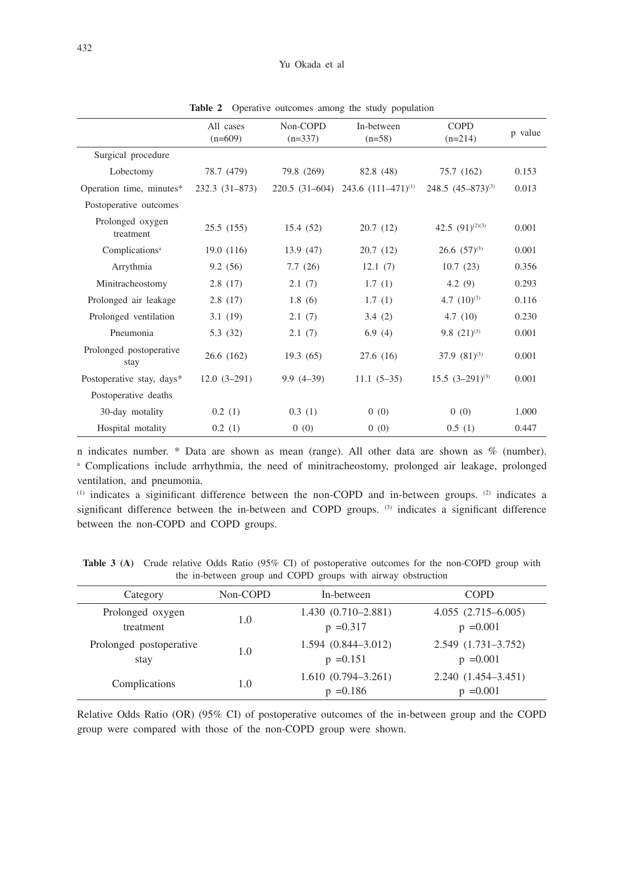**Table 2** Operative outcomes among the study population

| | All cases (n=609) | Non-COPD (n=337) | In-between (n=58) | COPD (n=214) | p value |
|---|---|---|---|---|---|
| Surgical procedure | | | | | |
| Lobectomy | 78.7 (479) | 79.8 (269) | 82.8 (48) | 75.7 (162) | 0.153 |
| Operation time, minutes* | 232.3 (31–873) | 220.5 (31–604) | 243.6 (111–471)[(1)] | 248.5 (45–873)[(3)] | 0.013 |
| Postoperative outcomes | | | | | |
| Prolonged oxygen treatment | 25.5 (155) | 15.4 (52) | 20.7 (12) | 42.5 (91)[(2)(3)] | 0.001 |
| Complications[a] | 19.0 (116) | 13.9 (47) | 20.7 (12) | 26.6 (57)[(3)] | 0.001 |
| Arrythmia | 9.2 (56) | 7.7 (26) | 12.1 (7) | 10.7 (23) | 0.356 |
| Minitracheostomy | 2.8 (17) | 2.1 (7) | 1.7 (1) | 4.2 (9) | 0.293 |
| Prolonged air leakage | 2.8 (17) | 1.8 (6) | 1.7 (1) | 4.7 (10)[(3)] | 0.116 |
| Prolonged ventilation | 3.1 (19) | 2.1 (7) | 3.4 (2) | 4.7 (10) | 0.230 |
| Pneumonia | 5.3 (32) | 2.1 (7) | 6.9 (4) | 9.8 (21)[(3)] | 0.001 |
| Prolonged postoperative stay | 26.6 (162) | 19.3 (65) | 27.6 (16) | 37.9 (81)[(3)] | 0.001 |
| Postoperative stay, days* | 12.0 (3–291) | 9.9 (4–39) | 11.1 (5–35) | 15.5 (3–291)[(3)] | 0.001 |
| Postoperative deaths | | | | | |
| 30-day motality | 0.2 (1) | 0.3 (1) | 0 (0) | 0 (0) | 1.000 |
| Hospital motality | 0.2 (1) | 0 (0) | 0 (0) | 0.5 (1) | 0.447 |

n indicates number. * Data are shown as mean (range). All other data are shown as % (number). [a] Complications include arrhythmia, the need of minitracheostomy, prolonged air leakage, prolonged ventilation, and pneumonia.

[(1)] indicates a siginificant difference between the non-COPD and in-between groups. [(2)] indicates a significant difference between the in-between and COPD groups. [(3)] indicates a significant difference between the non-COPD and COPD groups.

**Table 3 (A)** Crude relative Odds Ratio (95% CI) of postoperative outcomes for the non-COPD group with the in-between group and COPD groups with airway obstruction

| Category | Non-COPD | In-between | COPD |
|---|---|---|---|
| Prolonged oxygen treatment | 1.0 | 1.430 (0.710–2.881) p =0.317 | 4.055 (2.715–6.005) p =0.001 |
| Prolonged postoperative stay | 1.0 | 1.594 (0.844–3.012) p =0.151 | 2.549 (1.731–3.752) p =0.001 |
| Complications | 1.0 | 1.610 (0.794–3.261) p =0.186 | 2.240 (1.454–3.451) p =0.001 |

Relative Odds Ratio (OR) (95% CI) of postoperative outcomes of the in-between group and the COPD group were compared with those of the non-COPD group were shown.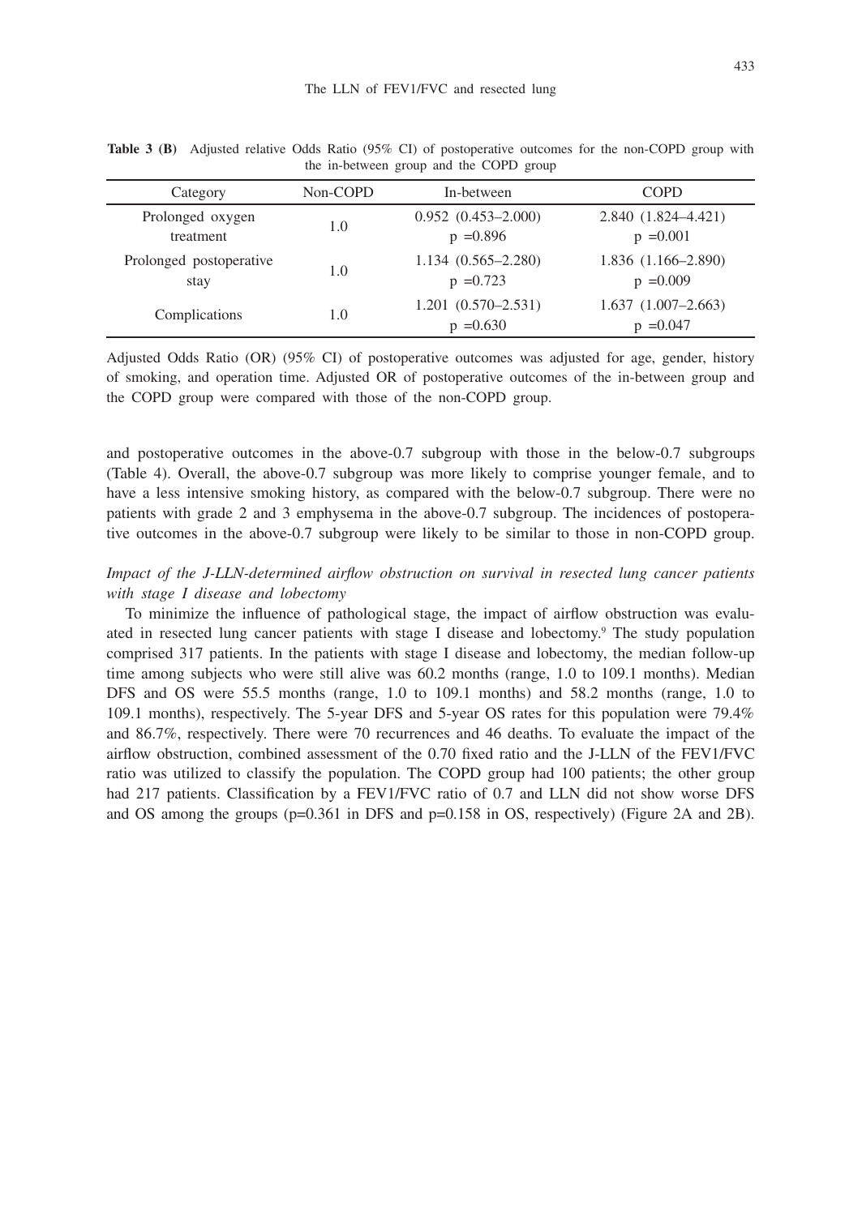**Table 3 (B)** Adjusted relative Odds Ratio (95% CI) of postoperative outcomes for the non-COPD group with the in-between group and the COPD group

| Category | Non-COPD | In-between | COPD |
|---|---|---|---|
| Prolonged oxygen treatment | 1.0 | 0.952 (0.453–2.000) p =0.896 | 2.840 (1.824–4.421) p =0.001 |
| Prolonged postoperative stay | 1.0 | 1.134 (0.565–2.280) p =0.723 | 1.836 (1.166–2.890) p =0.009 |
| Complications | 1.0 | 1.201 (0.570–2.531) p =0.630 | 1.637 (1.007–2.663) p =0.047 |

Adjusted Odds Ratio (OR) (95% CI) of postoperative outcomes was adjusted for age, gender, history of smoking, and operation time. Adjusted OR of postoperative outcomes of the in-between group and the COPD group were compared with those of the non-COPD group.

and postoperative outcomes in the above-0.7 subgroup with those in the below-0.7 subgroups (Table 4). Overall, the above-0.7 subgroup was more likely to comprise younger female, and to have a less intensive smoking history, as compared with the below-0.7 subgroup. There were no patients with grade 2 and 3 emphysema in the above-0.7 subgroup. The incidences of postoperative outcomes in the above-0.7 subgroup were likely to be similar to those in non-COPD group.

*Impact of the J-LLN-determined airflow obstruction on survival in resected lung cancer patients with stage I disease and lobectomy*

To minimize the influence of pathological stage, the impact of airflow obstruction was evaluated in resected lung cancer patients with stage I disease and lobectomy.[9] The study population comprised 317 patients. In the patients with stage I disease and lobectomy, the median follow-up time among subjects who were still alive was 60.2 months (range, 1.0 to 109.1 months). Median DFS and OS were 55.5 months (range, 1.0 to 109.1 months) and 58.2 months (range, 1.0 to 109.1 months), respectively. The 5-year DFS and 5-year OS rates for this population were 79.4% and 86.7%, respectively. There were 70 recurrences and 46 deaths. To evaluate the impact of the airflow obstruction, combined assessment of the 0.70 fixed ratio and the J-LLN of the FEV1/FVC ratio was utilized to classify the population. The COPD group had 100 patients; the other group had 217 patients. Classification by a FEV1/FVC ratio of 0.7 and LLN did not show worse DFS and OS among the groups (p=0.361 in DFS and p=0.158 in OS, respectively) (Figure 2A and 2B).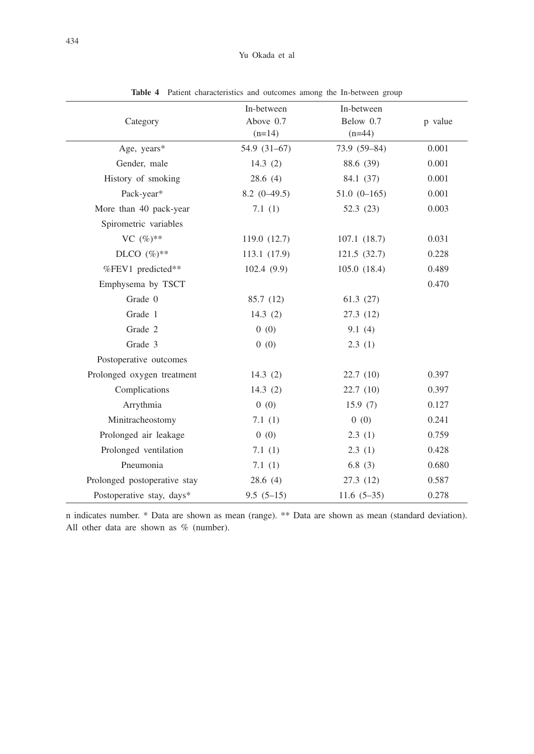**Table 4** Patient characteristics and outcomes among the In-between group

| Category | In-between Above 0.7 (n=14) | In-between Below 0.7 (n=44) | p value |
|---|---|---|---|
| Age, years* | 54.9 (31–67) | 73.9 (59–84) | 0.001 |
| Gender, male | 14.3 (2) | 88.6 (39) | 0.001 |
| History of smoking | 28.6 (4) | 84.1 (37) | 0.001 |
| Pack-year* | 8.2 (0–49.5) | 51.0 (0–165) | 0.001 |
| More than 40 pack-year | 7.1 (1) | 52.3 (23) | 0.003 |
| Spirometric variables | | | |
| VC (%)** | 119.0 (12.7) | 107.1 (18.7) | 0.031 |
| DLCO (%)** | 113.1 (17.9) | 121.5 (32.7) | 0.228 |
| %FEV1 predicted** | 102.4 (9.9) | 105.0 (18.4) | 0.489 |
| Emphysema by TSCT | | | 0.470 |
| Grade 0 | 85.7 (12) | 61.3 (27) | |
| Grade 1 | 14.3 (2) | 27.3 (12) | |
| Grade 2 | 0 (0) | 9.1 (4) | |
| Grade 3 | 0 (0) | 2.3 (1) | |
| Postoperative outcomes | | | |
| Prolonged oxygen treatment | 14.3 (2) | 22.7 (10) | 0.397 |
| Complications | 14.3 (2) | 22.7 (10) | 0.397 |
| Arrythmia | 0 (0) | 15.9 (7) | 0.127 |
| Minitracheostomy | 7.1 (1) | 0 (0) | 0.241 |
| Prolonged air leakage | 0 (0) | 2.3 (1) | 0.759 |
| Prolonged ventilation | 7.1 (1) | 2.3 (1) | 0.428 |
| Pneumonia | 7.1 (1) | 6.8 (3) | 0.680 |
| Prolonged postoperative stay | 28.6 (4) | 27.3 (12) | 0.587 |
| Postoperative stay, days* | 9.5 (5–15) | 11.6 (5–35) | 0.278 |

n indicates number. * Data are shown as mean (range). ** Data are shown as mean (standard deviation). All other data are shown as % (number).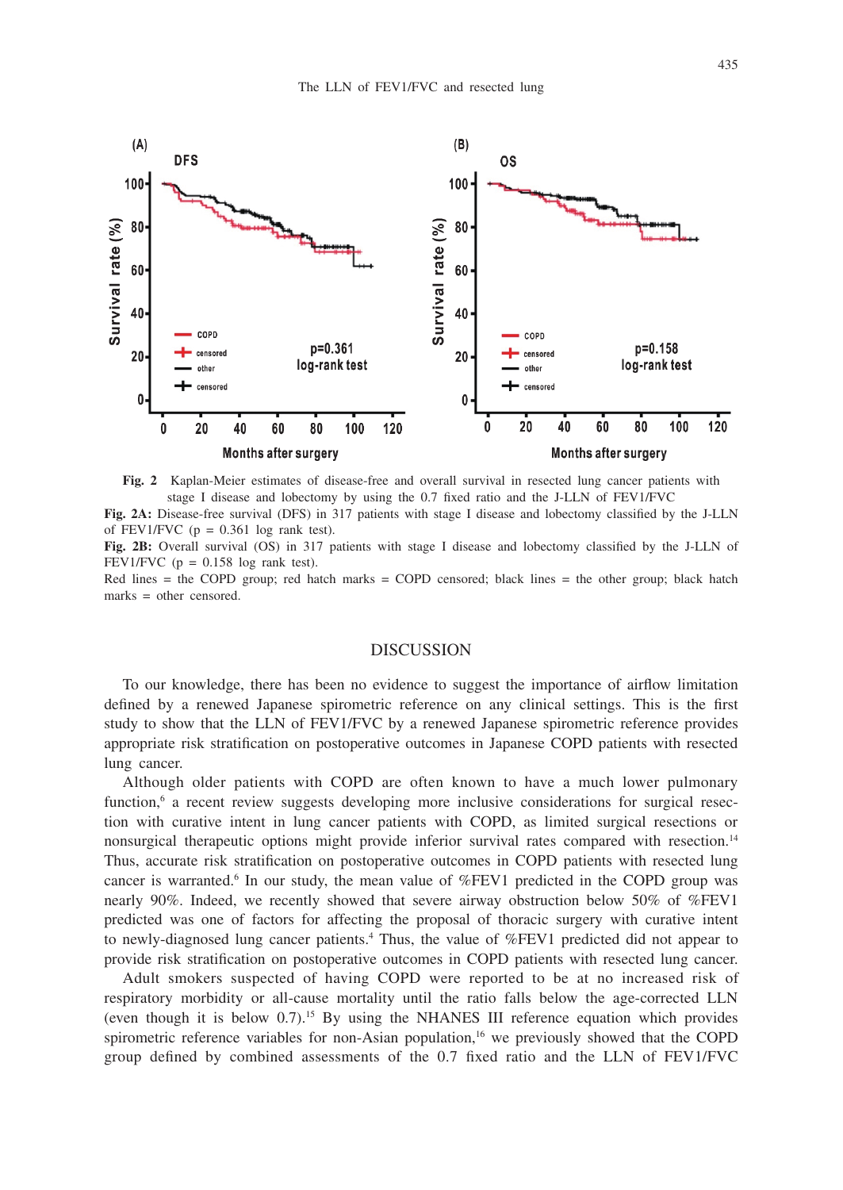**Fig. 2** Kaplan-Meier estimates of disease-free and overall survival in resected lung cancer patients with stage I disease and lobectomy by using the 0.7 fixed ratio and the J-LLN of FEV1/FVC

**Fig. 2A:** Disease-free survival (DFS) in 317 patients with stage I disease and lobectomy classified by the J-LLN of FEV1/FVC ($p = 0.361$ log rank test).

**Fig. 2B:** Overall survival (OS) in 317 patients with stage I disease and lobectomy classified by the J-LLN of FEV1/FVC ($p = 0.158$ log rank test).

Red lines = the COPD group; red hatch marks = COPD censored; black lines = the other group; black hatch marks = other censored.

## DISCUSSION

To our knowledge, there has been no evidence to suggest the importance of airflow limitation defined by a renewed Japanese spirometric reference on any clinical settings. This is the first study to show that the LLN of FEV1/FVC by a renewed Japanese spirometric reference provides appropriate risk stratification on postoperative outcomes in Japanese COPD patients with resected lung cancer.

Although older patients with COPD are often known to have a much lower pulmonary function,[6] a recent review suggests developing more inclusive considerations for surgical resection with curative intent in lung cancer patients with COPD, as limited surgical resections or nonsurgical therapeutic options might provide inferior survival rates compared with resection.[14] Thus, accurate risk stratification on postoperative outcomes in COPD patients with resected lung cancer is warranted.[6] In our study, the mean value of %FEV1 predicted in the COPD group was nearly 90%. Indeed, we recently showed that severe airway obstruction below 50% of %FEV1 predicted was one of factors for affecting the proposal of thoracic surgery with curative intent to newly-diagnosed lung cancer patients.[4] Thus, the value of %FEV1 predicted did not appear to provide risk stratification on postoperative outcomes in COPD patients with resected lung cancer.

Adult smokers suspected of having COPD were reported to be at no increased risk of respiratory morbidity or all-cause mortality until the ratio falls below the age-corrected LLN (even though it is below 0.7).[15] By using the NHANES III reference equation which provides spirometric reference variables for non-Asian population,[16] we previously showed that the COPD group defined by combined assessments of the 0.7 fixed ratio and the LLN of FEV1/FVC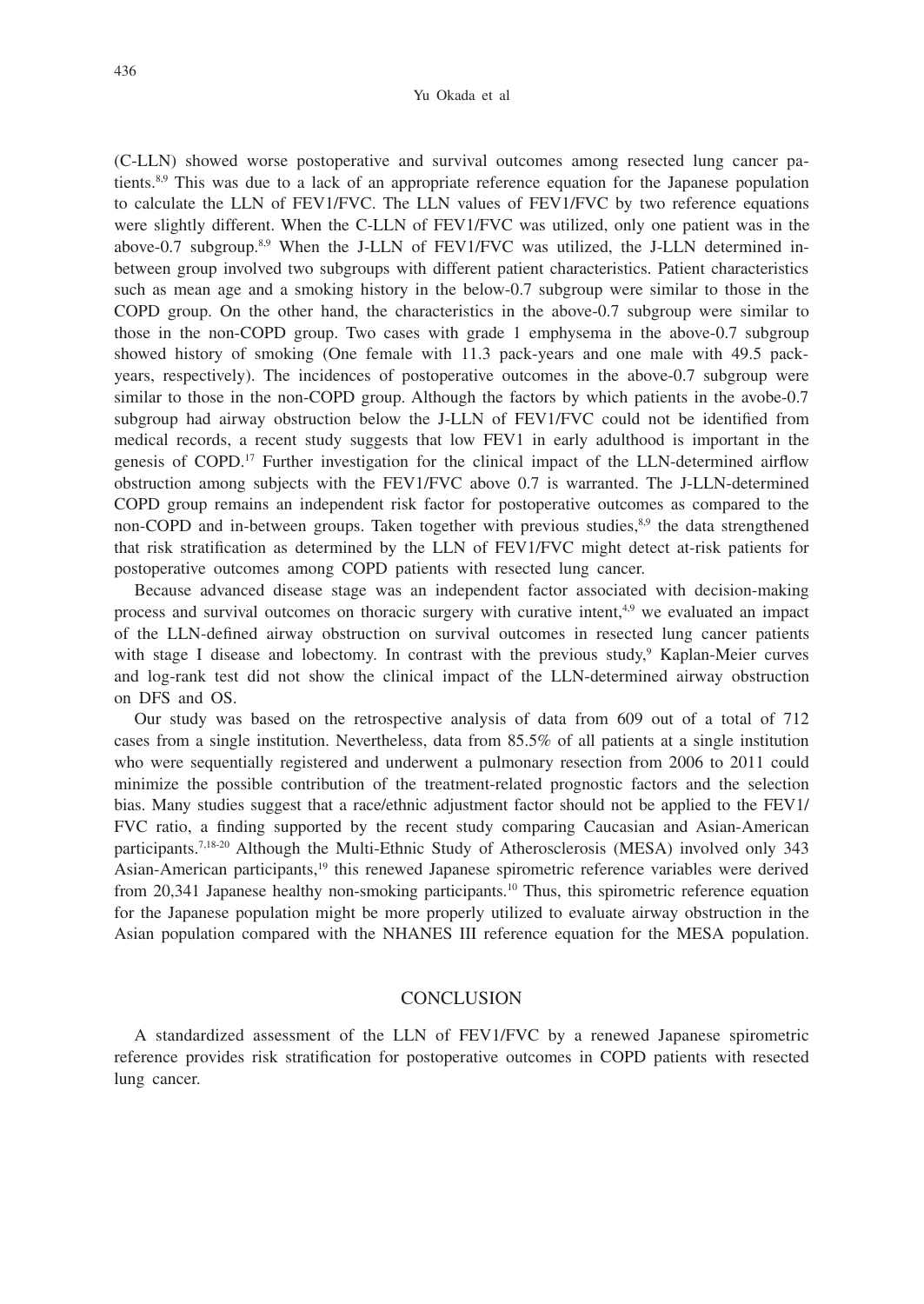(C-LLN) showed worse postoperative and survival outcomes among resected lung cancer patients.[8,9] This was due to a lack of an appropriate reference equation for the Japanese population to calculate the LLN of FEV1/FVC. The LLN values of FEV1/FVC by two reference equations were slightly different. When the C-LLN of FEV1/FVC was utilized, only one patient was in the above-0.7 subgroup.[8,9] When the J-LLN of FEV1/FVC was utilized, the J-LLN determined in-between group involved two subgroups with different patient characteristics. Patient characteristics such as mean age and a smoking history in the below-0.7 subgroup were similar to those in the COPD group. On the other hand, the characteristics in the above-0.7 subgroup were similar to those in the non-COPD group. Two cases with grade 1 emphysema in the above-0.7 subgroup showed history of smoking (One female with 11.3 pack-years and one male with 49.5 pack-years, respectively). The incidences of postoperative outcomes in the above-0.7 subgroup were similar to those in the non-COPD group. Although the factors by which patients in the avobe-0.7 subgroup had airway obstruction below the J-LLN of FEV1/FVC could not be identified from medical records, a recent study suggests that low FEV1 in early adulthood is important in the genesis of COPD.[17] Further investigation for the clinical impact of the LLN-determined airflow obstruction among subjects with the FEV1/FVC above 0.7 is warranted. The J-LLN-determined COPD group remains an independent risk factor for postoperative outcomes as compared to the non-COPD and in-between groups. Taken together with previous studies,[8,9] the data strengthened that risk stratification as determined by the LLN of FEV1/FVC might detect at-risk patients for postoperative outcomes among COPD patients with resected lung cancer.

Because advanced disease stage was an independent factor associated with decision-making process and survival outcomes on thoracic surgery with curative intent,[4,9] we evaluated an impact of the LLN-defined airway obstruction on survival outcomes in resected lung cancer patients with stage I disease and lobectomy. In contrast with the previous study,[9] Kaplan-Meier curves and log-rank test did not show the clinical impact of the LLN-determined airway obstruction on DFS and OS.

Our study was based on the retrospective analysis of data from 609 out of a total of 712 cases from a single institution. Nevertheless, data from 85.5% of all patients at a single institution who were sequentially registered and underwent a pulmonary resection from 2006 to 2011 could minimize the possible contribution of the treatment-related prognostic factors and the selection bias. Many studies suggest that a race/ethnic adjustment factor should not be applied to the FEV1/FVC ratio, a finding supported by the recent study comparing Caucasian and Asian-American participants.[7,18-20] Although the Multi-Ethnic Study of Atherosclerosis (MESA) involved only 343 Asian-American participants,[19] this renewed Japanese spirometric reference variables were derived from 20,341 Japanese healthy non-smoking participants.[10] Thus, this spirometric reference equation for the Japanese population might be more properly utilized to evaluate airway obstruction in the Asian population compared with the NHANES III reference equation for the MESA population.

## CONCLUSION

A standardized assessment of the LLN of FEV1/FVC by a renewed Japanese spirometric reference provides risk stratification for postoperative outcomes in COPD patients with resected lung cancer.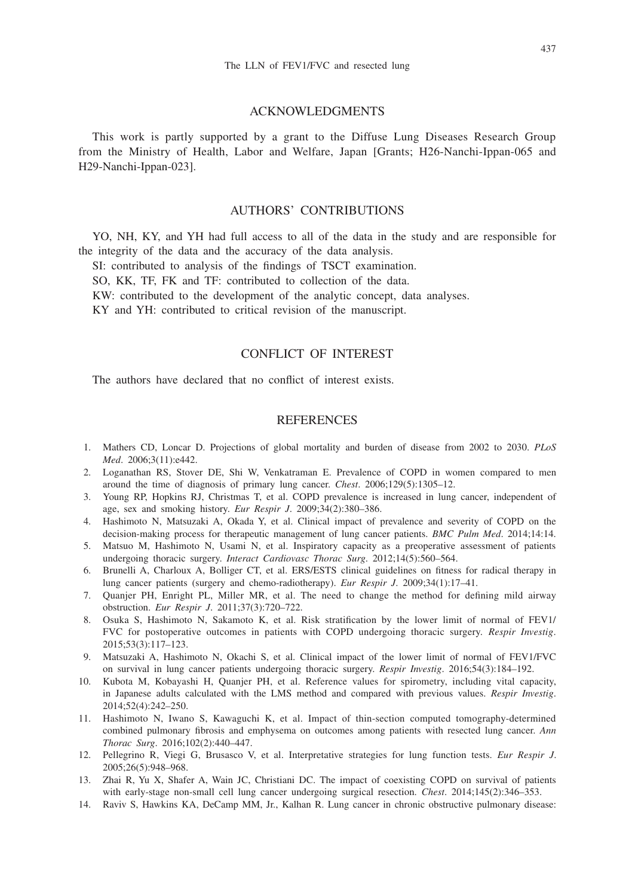## ACKNOWLEDGMENTS

This work is partly supported by a grant to the Diffuse Lung Diseases Research Group from the Ministry of Health, Labor and Welfare, Japan [Grants; H26-Nanchi-Ippan-065 and H29-Nanchi-Ippan-023].

## AUTHORS' CONTRIBUTIONS

YO, NH, KY, and YH had full access to all of the data in the study and are responsible for the integrity of the data and the accuracy of the data analysis.

SI: contributed to analysis of the findings of TSCT examination.

SO, KK, TF, FK and TF: contributed to collection of the data.

KW: contributed to the development of the analytic concept, data analyses.

KY and YH: contributed to critical revision of the manuscript.

## CONFLICT OF INTEREST

The authors have declared that no conflict of interest exists.

## REFERENCES

1. Mathers CD, Loncar D. Projections of global mortality and burden of disease from 2002 to 2030. *PLoS Med*. 2006;3(11):e442.
2. Loganathan RS, Stover DE, Shi W, Venkatraman E. Prevalence of COPD in women compared to men around the time of diagnosis of primary lung cancer. *Chest*. 2006;129(5):1305–12.
3. Young RP, Hopkins RJ, Christmas T, et al. COPD prevalence is increased in lung cancer, independent of age, sex and smoking history. *Eur Respir J*. 2009;34(2):380–386.
4. Hashimoto N, Matsuzaki A, Okada Y, et al. Clinical impact of prevalence and severity of COPD on the decision-making process for therapeutic management of lung cancer patients. *BMC Pulm Med*. 2014;14:14.
5. Matsuo M, Hashimoto N, Usami N, et al. Inspiratory capacity as a preoperative assessment of patients undergoing thoracic surgery. *Interact Cardiovasc Thorac Surg*. 2012;14(5):560–564.
6. Brunelli A, Charloux A, Bolliger CT, et al. ERS/ESTS clinical guidelines on fitness for radical therapy in lung cancer patients (surgery and chemo-radiotherapy). *Eur Respir J*. 2009;34(1):17–41.
7. Quanjer PH, Enright PL, Miller MR, et al. The need to change the method for defining mild airway obstruction. *Eur Respir J*. 2011;37(3):720–722.
8. Osuka S, Hashimoto N, Sakamoto K, et al. Risk stratification by the lower limit of normal of FEV1/FVC for postoperative outcomes in patients with COPD undergoing thoracic surgery. *Respir Investig*. 2015;53(3):117–123.
9. Matsuzaki A, Hashimoto N, Okachi S, et al. Clinical impact of the lower limit of normal of FEV1/FVC on survival in lung cancer patients undergoing thoracic surgery. *Respir Investig*. 2016;54(3):184–192.
10. Kubota M, Kobayashi H, Quanjer PH, et al. Reference values for spirometry, including vital capacity, in Japanese adults calculated with the LMS method and compared with previous values. *Respir Investig*. 2014;52(4):242–250.
11. Hashimoto N, Iwano S, Kawaguchi K, et al. Impact of thin-section computed tomography-determined combined pulmonary fibrosis and emphysema on outcomes among patients with resected lung cancer. *Ann Thorac Surg*. 2016;102(2):440–447.
12. Pellegrino R, Viegi G, Brusasco V, et al. Interpretative strategies for lung function tests. *Eur Respir J*. 2005;26(5):948–968.
13. Zhai R, Yu X, Shafer A, Wain JC, Christiani DC. The impact of coexisting COPD on survival of patients with early-stage non-small cell lung cancer undergoing surgical resection. *Chest*. 2014;145(2):346–353.
14. Raviv S, Hawkins KA, DeCamp MM, Jr., Kalhan R. Lung cancer in chronic obstructive pulmonary disease: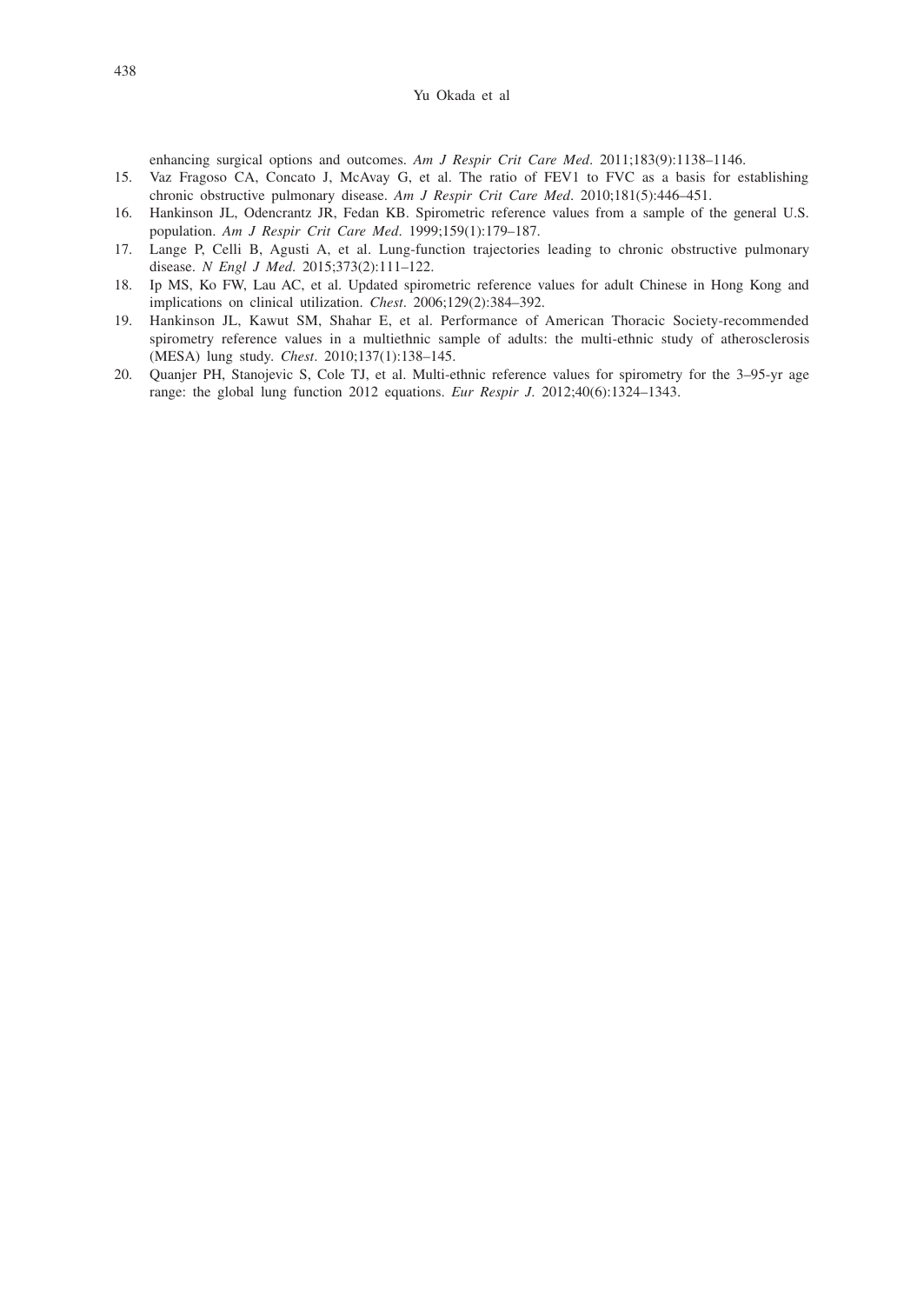enhancing surgical options and outcomes. *Am J Respir Crit Care Med*. 2011;183(9):1138–1146.

15. Vaz Fragoso CA, Concato J, McAvay G, et al. The ratio of FEV1 to FVC as a basis for establishing chronic obstructive pulmonary disease. *Am J Respir Crit Care Med*. 2010;181(5):446–451.
16. Hankinson JL, Odencrantz JR, Fedan KB. Spirometric reference values from a sample of the general U.S. population. *Am J Respir Crit Care Med*. 1999;159(1):179–187.
17. Lange P, Celli B, Agusti A, et al. Lung-function trajectories leading to chronic obstructive pulmonary disease. *N Engl J Med*. 2015;373(2):111–122.
18. Ip MS, Ko FW, Lau AC, et al. Updated spirometric reference values for adult Chinese in Hong Kong and implications on clinical utilization. *Chest*. 2006;129(2):384–392.
19. Hankinson JL, Kawut SM, Shahar E, et al. Performance of American Thoracic Society-recommended spirometry reference values in a multiethnic sample of adults: the multi-ethnic study of atherosclerosis (MESA) lung study. *Chest*. 2010;137(1):138–145.
20. Quanjer PH, Stanojevic S, Cole TJ, et al. Multi-ethnic reference values for spirometry for the 3–95-yr age range: the global lung function 2012 equations. *Eur Respir J*. 2012;40(6):1324–1343.